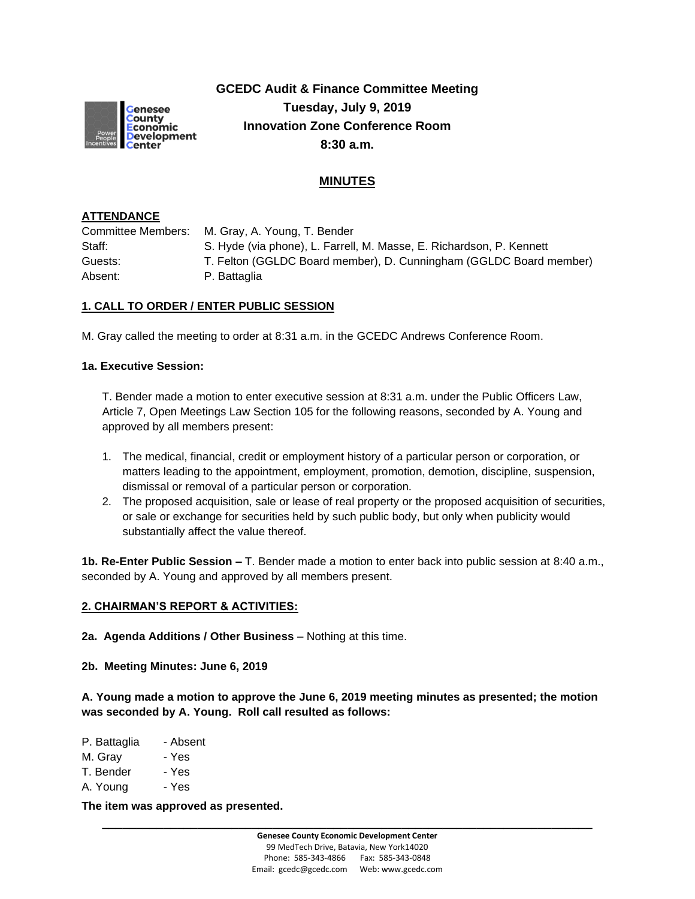# GCEDC Audit & Finance Committee Meeting

**Tuesday, July 9, 2019**
**Innovation Zone Conference Room**
**8:30 a.m.**

## MINUTES

**ATTENDANCE**

Committee Members: M. Gray, A. Young, T. Bender
Staff: S. Hyde (via phone), L. Farrell, M. Masse, E. Richardson, P. Kennett
Guests: T. Felton (GGLDC Board member), D. Cunningham (GGLDC Board member)
Absent: P. Battaglia

**1. CALL TO ORDER / ENTER PUBLIC SESSION**

M. Gray called the meeting to order at 8:31 a.m. in the GCEDC Andrews Conference Room.

**1a. Executive Session:**

T. Bender made a motion to enter executive session at 8:31 a.m. under the Public Officers Law, Article 7, Open Meetings Law Section 105 for the following reasons, seconded by A. Young and approved by all members present:

1. The medical, financial, credit or employment history of a particular person or corporation, or matters leading to the appointment, employment, promotion, demotion, discipline, suspension, dismissal or removal of a particular person or corporation.
2. The proposed acquisition, sale or lease of real property or the proposed acquisition of securities, or sale or exchange for securities held by such public body, but only when publicity would substantially affect the value thereof.

**1b. Re-Enter Public Session –** T. Bender made a motion to enter back into public session at 8:40 a.m., seconded by A. Young and approved by all members present.

**2. CHAIRMAN'S REPORT & ACTIVITIES:**

**2a. Agenda Additions / Other Business** – Nothing at this time.

**2b. Meeting Minutes: June 6, 2019**

**A. Young made a motion to approve the June 6, 2019 meeting minutes as presented; the motion was seconded by A. Young. Roll call resulted as follows:**

P. Battaglia - Absent
M. Gray - Yes
T. Bender - Yes
A. Young - Yes

**The item was approved as presented.**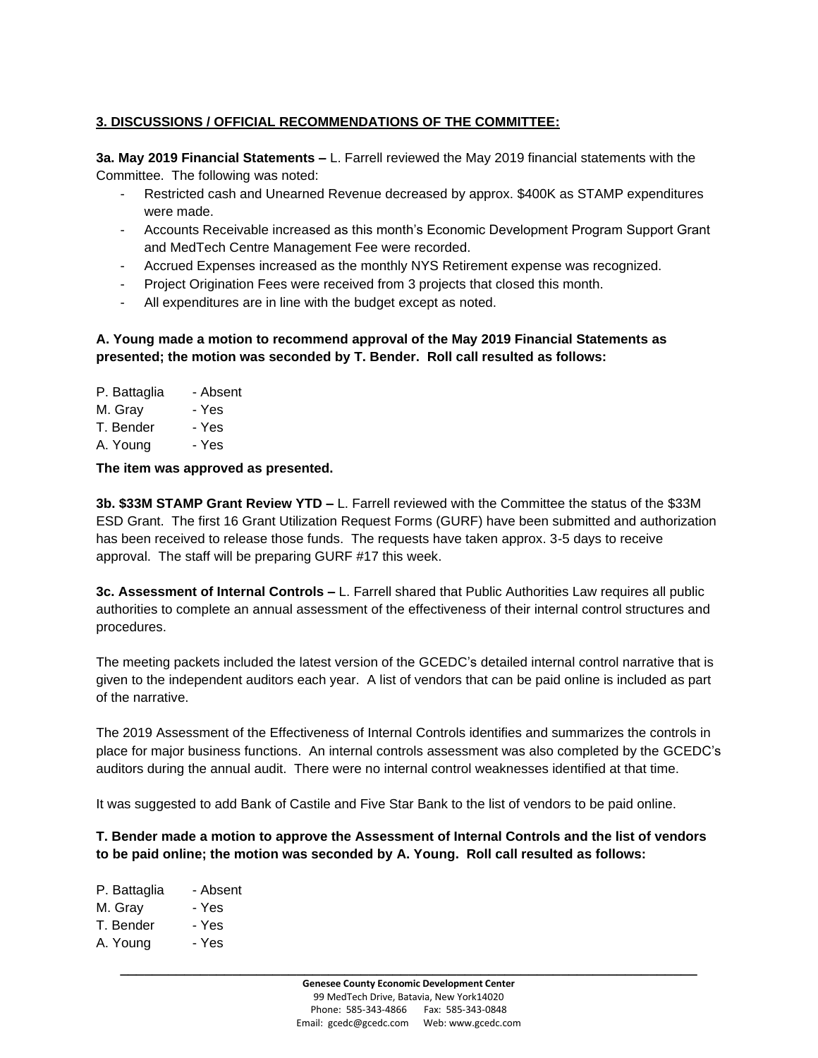**3. DISCUSSIONS / OFFICIAL RECOMMENDATIONS OF THE COMMITTEE:**

**3a. May 2019 Financial Statements –** L. Farrell reviewed the May 2019 financial statements with the Committee. The following was noted:

- Restricted cash and Unearned Revenue decreased by approx. $400K as STAMP expenditures were made.
- Accounts Receivable increased as this month's Economic Development Program Support Grant and MedTech Centre Management Fee were recorded.
- Accrued Expenses increased as the monthly NYS Retirement expense was recognized.
- Project Origination Fees were received from 3 projects that closed this month.
- All expenditures are in line with the budget except as noted.

**A. Young made a motion to recommend approval of the May 2019 Financial Statements as presented; the motion was seconded by T. Bender. Roll call resulted as follows:**

P. Battaglia - Absent
M. Gray - Yes
T. Bender - Yes
A. Young - Yes

**The item was approved as presented.**

**3b. $33M STAMP Grant Review YTD –** L. Farrell reviewed with the Committee the status of the $33M ESD Grant. The first 16 Grant Utilization Request Forms (GURF) have been submitted and authorization has been received to release those funds. The requests have taken approx. 3-5 days to receive approval. The staff will be preparing GURF #17 this week.

**3c. Assessment of Internal Controls –** L. Farrell shared that Public Authorities Law requires all public authorities to complete an annual assessment of the effectiveness of their internal control structures and procedures.

The meeting packets included the latest version of the GCEDC's detailed internal control narrative that is given to the independent auditors each year. A list of vendors that can be paid online is included as part of the narrative.

The 2019 Assessment of the Effectiveness of Internal Controls identifies and summarizes the controls in place for major business functions. An internal controls assessment was also completed by the GCEDC's auditors during the annual audit. There were no internal control weaknesses identified at that time.

It was suggested to add Bank of Castile and Five Star Bank to the list of vendors to be paid online.

**T. Bender made a motion to approve the Assessment of Internal Controls and the list of vendors to be paid online; the motion was seconded by A. Young. Roll call resulted as follows:**

P. Battaglia - Absent
M. Gray - Yes
T. Bender - Yes
A. Young - Yes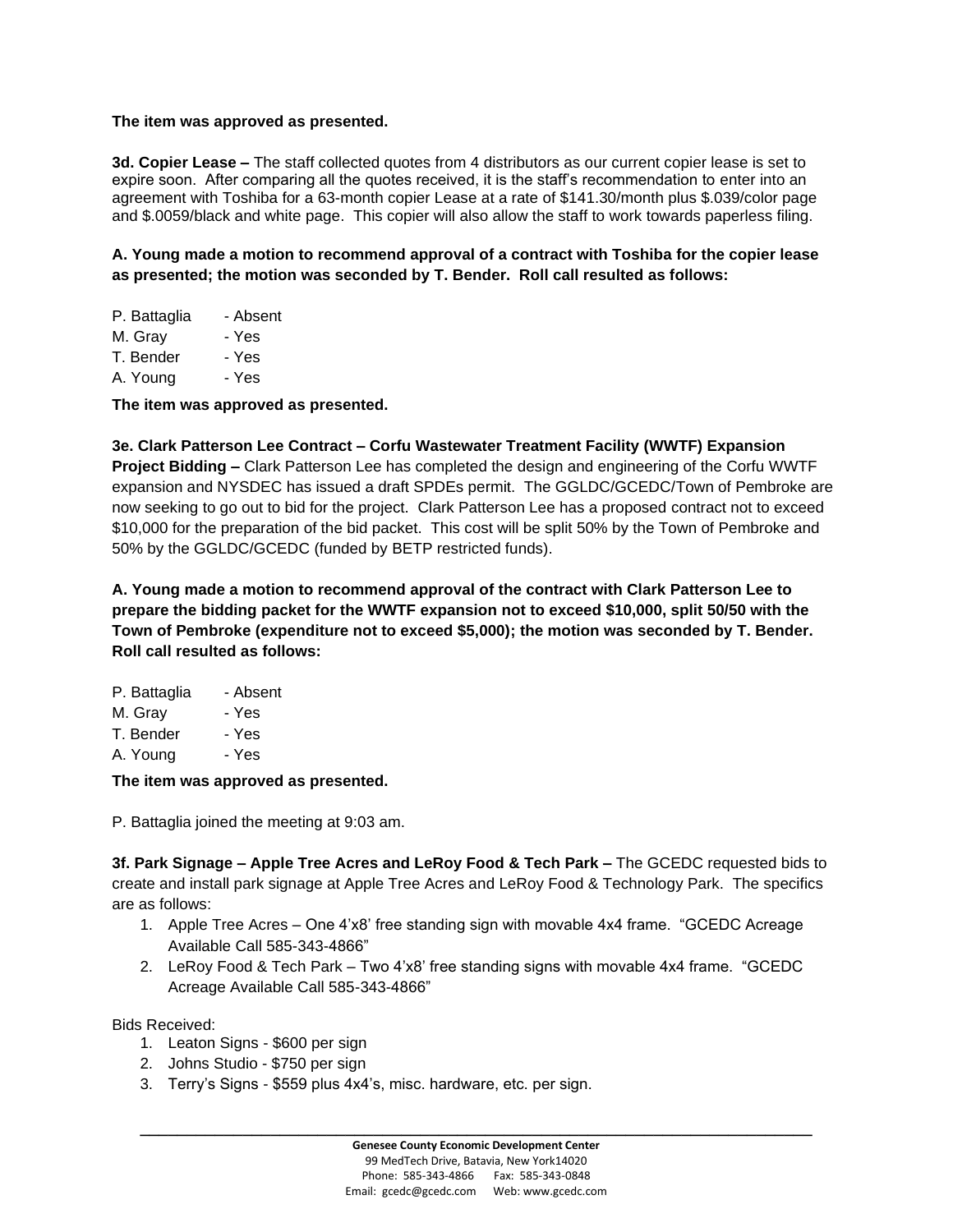**The item was approved as presented.**

**3d. Copier Lease –** The staff collected quotes from 4 distributors as our current copier lease is set to expire soon. After comparing all the quotes received, it is the staff's recommendation to enter into an agreement with Toshiba for a 63-month copier Lease at a rate of $141.30/month plus $.039/color page and $.0059/black and white page. This copier will also allow the staff to work towards paperless filing.

**A. Young made a motion to recommend approval of a contract with Toshiba for the copier lease as presented; the motion was seconded by T. Bender. Roll call resulted as follows:**

P. Battaglia - Absent
M. Gray - Yes
T. Bender - Yes
A. Young - Yes

**The item was approved as presented.**

**3e. Clark Patterson Lee Contract – Corfu Wastewater Treatment Facility (WWTF) Expansion Project Bidding –** Clark Patterson Lee has completed the design and engineering of the Corfu WWTF expansion and NYSDEC has issued a draft SPDEs permit. The GGLDC/GCEDC/Town of Pembroke are now seeking to go out to bid for the project. Clark Patterson Lee has a proposed contract not to exceed $10,000 for the preparation of the bid packet. This cost will be split 50% by the Town of Pembroke and 50% by the GGLDC/GCEDC (funded by BETP restricted funds).

**A. Young made a motion to recommend approval of the contract with Clark Patterson Lee to prepare the bidding packet for the WWTF expansion not to exceed $10,000, split 50/50 with the Town of Pembroke (expenditure not to exceed $5,000); the motion was seconded by T. Bender. Roll call resulted as follows:**

P. Battaglia - Absent
M. Gray - Yes
T. Bender - Yes
A. Young - Yes

**The item was approved as presented.**

P. Battaglia joined the meeting at 9:03 am.

**3f. Park Signage – Apple Tree Acres and LeRoy Food & Tech Park –** The GCEDC requested bids to create and install park signage at Apple Tree Acres and LeRoy Food & Technology Park. The specifics are as follows:

1. Apple Tree Acres – One 4'x8' free standing sign with movable 4x4 frame. "GCEDC Acreage Available Call 585-343-4866"
2. LeRoy Food & Tech Park – Two 4'x8' free standing signs with movable 4x4 frame. "GCEDC Acreage Available Call 585-343-4866"

Bids Received:

1. Leaton Signs - $600 per sign
2. Johns Studio - $750 per sign
3. Terry's Signs - $559 plus 4x4's, misc. hardware, etc. per sign.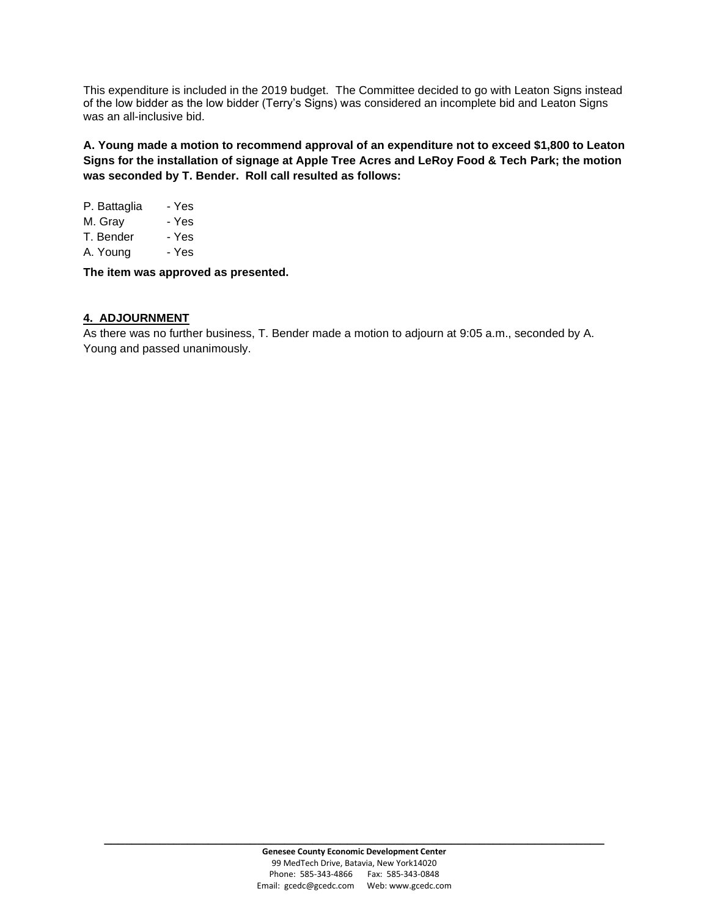This expenditure is included in the 2019 budget. The Committee decided to go with Leaton Signs instead of the low bidder as the low bidder (Terry's Signs) was considered an incomplete bid and Leaton Signs was an all-inclusive bid.

**A. Young made a motion to recommend approval of an expenditure not to exceed $1,800 to Leaton Signs for the installation of signage at Apple Tree Acres and LeRoy Food & Tech Park; the motion was seconded by T. Bender. Roll call resulted as follows:**

P. Battaglia - Yes
M. Gray - Yes
T. Bender - Yes
A. Young - Yes

**The item was approved as presented.**

**4. ADJOURNMENT**

As there was no further business, T. Bender made a motion to adjourn at 9:05 a.m., seconded by A. Young and passed unanimously.